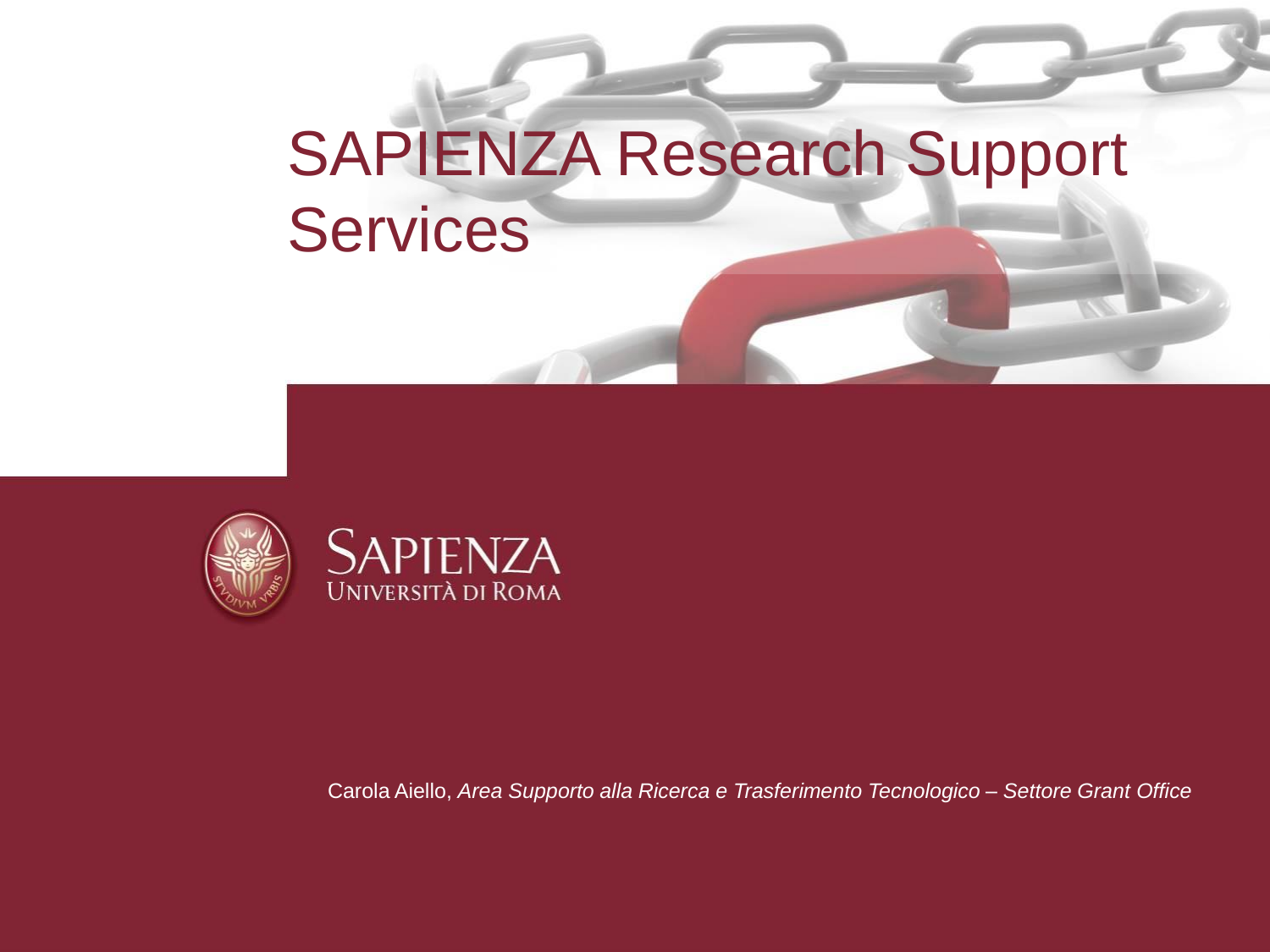# SAPIENZA Research Support Services

SAPIENZA
UNIVERSITÀ DI ROMA

Carola Aiello, *Area Supporto alla Ricerca e Trasferimento Tecnologico – Settore Grant Office*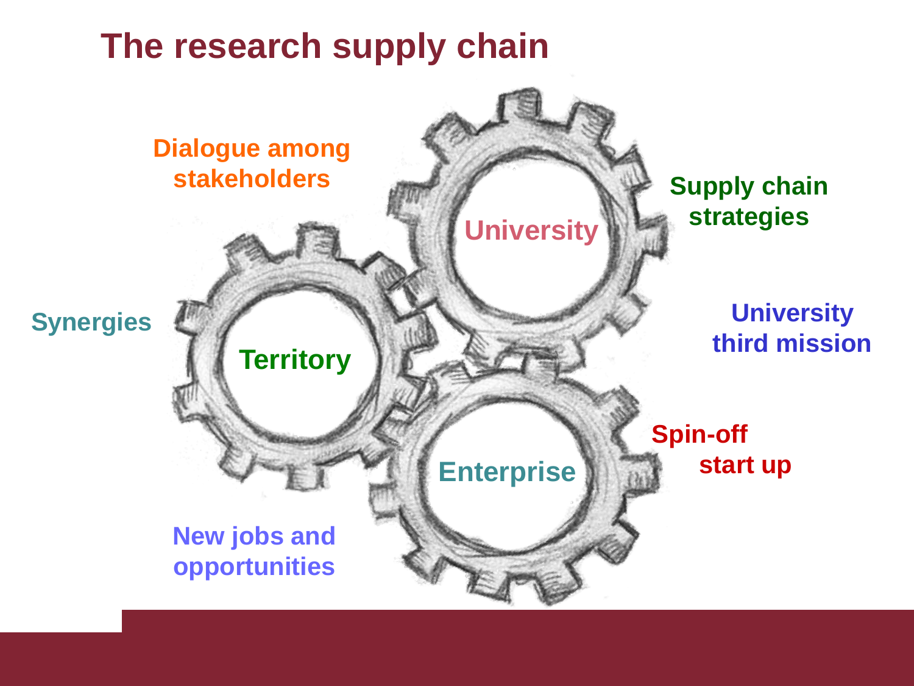# The research supply chain

Dialogue among stakeholders

University

Supply chain strategies

Synergies

Territory

University third mission

Enterprise

Spin-off start up

New jobs and opportunities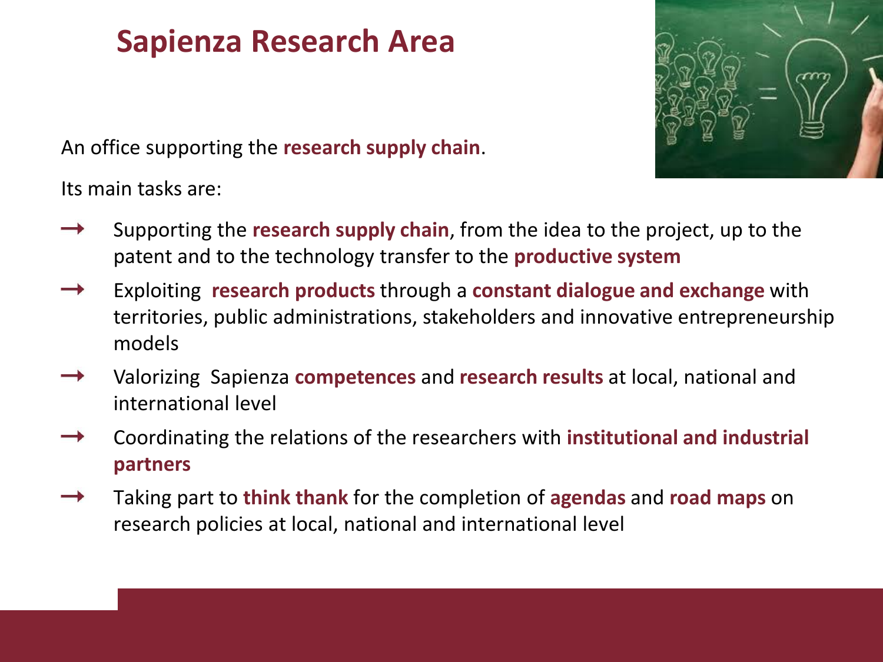# Sapienza Research Area

An office supporting the **research supply chain**.

Its main tasks are:

- Supporting the **research supply chain**, from the idea to the project, up to the patent and to the technology transfer to the **productive system**
- Exploiting **research products** through a **constant dialogue and exchange** with territories, public administrations, stakeholders and innovative entrepreneurship models
- Valorizing Sapienza **competences** and **research results** at local, national and international level
- Coordinating the relations of the researchers with **institutional and industrial partners**
- Taking part to **think thank** for the completion of **agendas** and **road maps** on research policies at local, national and international level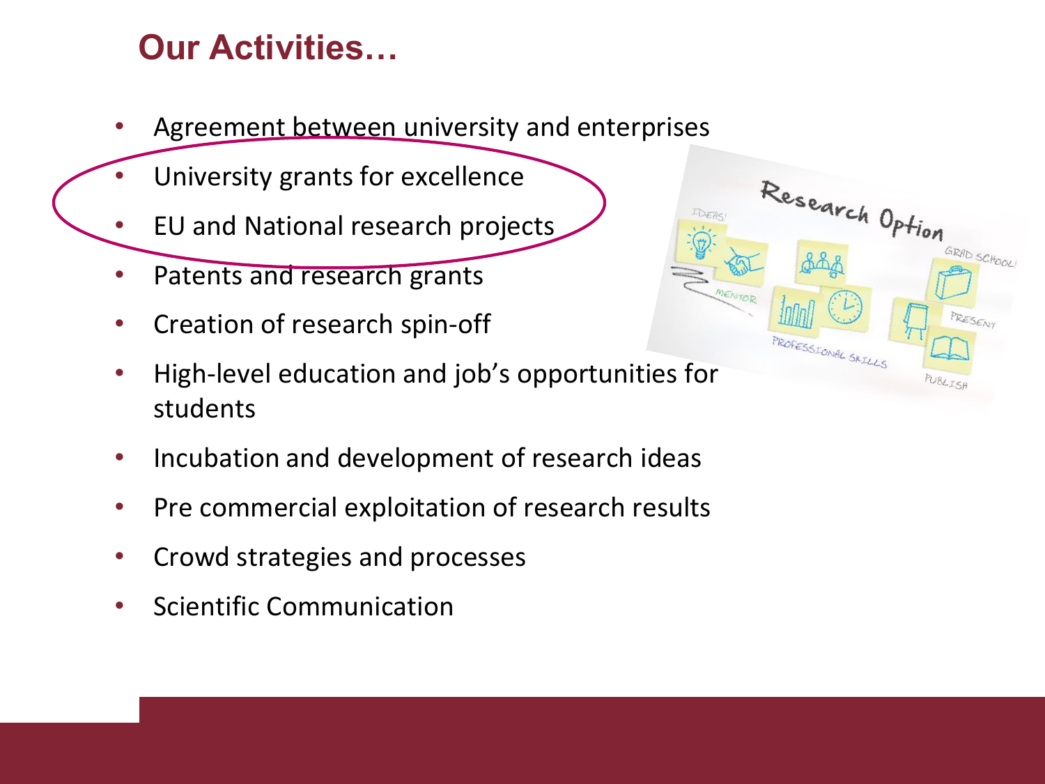## Our Activities…

- Agreement between university and enterprises
- University grants for excellence
- EU and National research projects
- Patents and research grants
- Creation of research spin-off
- High-level education and job's opportunities for students
- Incubation and development of research ideas
- Pre commercial exploitation of research results
- Crowd strategies and processes
- Scientific Communication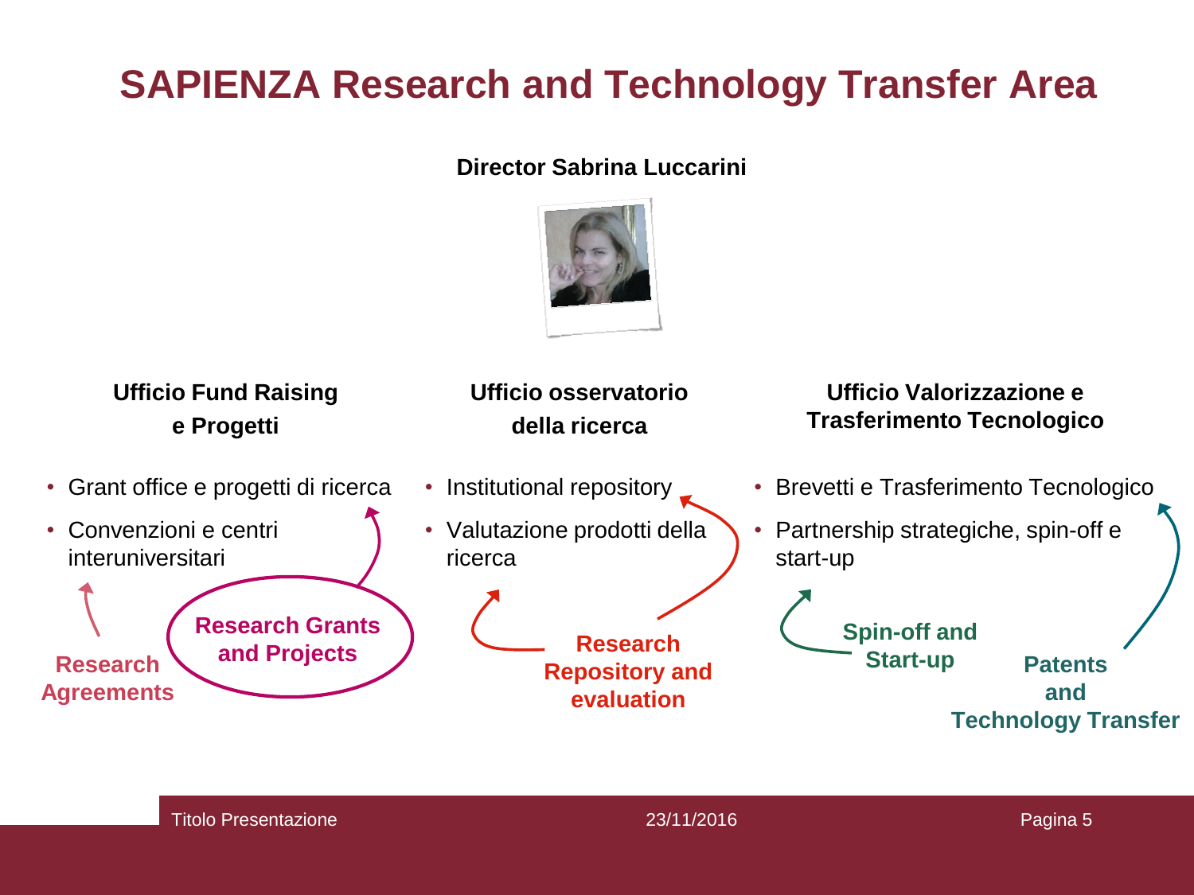# SAPIENZA Research and Technology Transfer Area

**Director Sabrina Luccarini**

### Ufficio Fund Raising e Progetti

- Grant office e progetti di ricerca
- Convenzioni e centri interuniversitari

Research Agreements

Research Grants and Projects

### Ufficio osservatorio della ricerca

- Institutional repository
- Valutazione prodotti della ricerca

Research Repository and evaluation

### Ufficio Valorizzazione e Trasferimento Tecnologico

- Brevetti e Trasferimento Tecnologico
- Partnership strategiche, spin-off e start-up

Spin-off and Start-up

Patents and Technology Transfer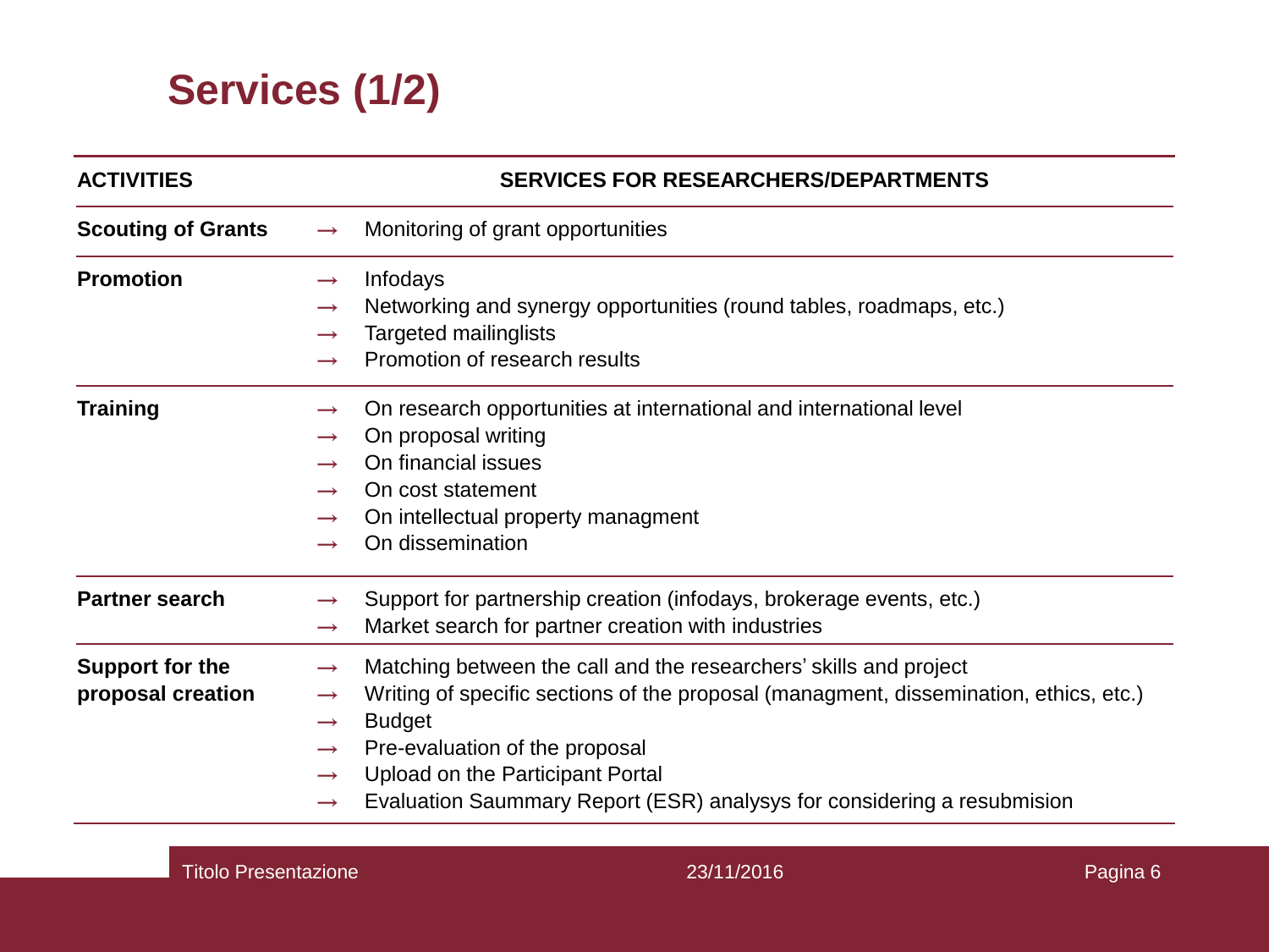# Services (1/2)

| ACTIVITIES | SERVICES FOR RESEARCHERS/DEPARTMENTS |
| --- | --- |
| **Scouting of Grants** | → Monitoring of grant opportunities |
| **Promotion** | → Infodays<br>→ Networking and synergy opportunities (round tables, roadmaps, etc.)<br>→ Targeted mailinglists<br>→ Promotion of research results |
| **Training** | → On research opportunities at international and international level<br>→ On proposal writing<br>→ On financial issues<br>→ On cost statement<br>→ On intellectual property managment<br>→ On dissemination |
| **Partner search** | → Support for partnership creation (infodays, brokerage events, etc.)<br>→ Market search for partner creation with industries |
| **Support for the proposal creation** | → Matching between the call and the researchers' skills and project<br>→ Writing of specific sections of the proposal (managment, dissemination, ethics, etc.)<br>→ Budget<br>→ Pre-evaluation of the proposal<br>→ Upload on the Participant Portal<br>→ Evaluation Saummary Report (ESR) analysys for considering a resubmision |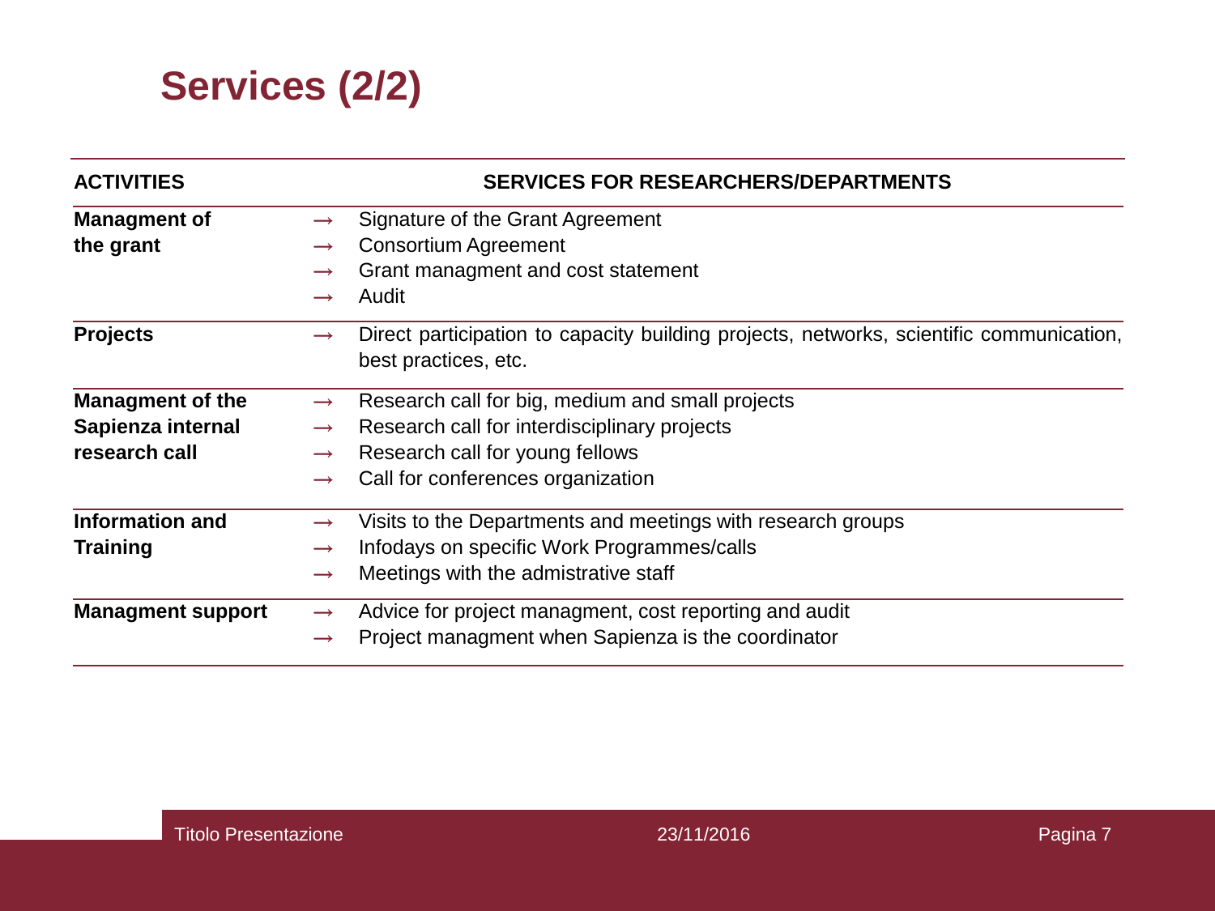# Services (2/2)

| ACTIVITIES | SERVICES FOR RESEARCHERS/DEPARTMENTS |
|---|---|
| **Managment of the grant** | → Signature of the Grant Agreement<br>→ Consortium Agreement<br>→ Grant managment and cost statement<br>→ Audit |
| **Projects** | → Direct participation to capacity building projects, networks, scientific communication, best practices, etc. |
| **Managment of the Sapienza internal research call** | → Research call for big, medium and small projects<br>→ Research call for interdisciplinary projects<br>→ Research call for young fellows<br>→ Call for conferences organization |
| **Information and Training** | → Visits to the Departments and meetings with research groups<br>→ Infodays on specific Work Programmes/calls<br>→ Meetings with the admistrative staff |
| **Managment support** | → Advice for project managment, cost reporting and audit<br>→ Project managment when Sapienza is the coordinator |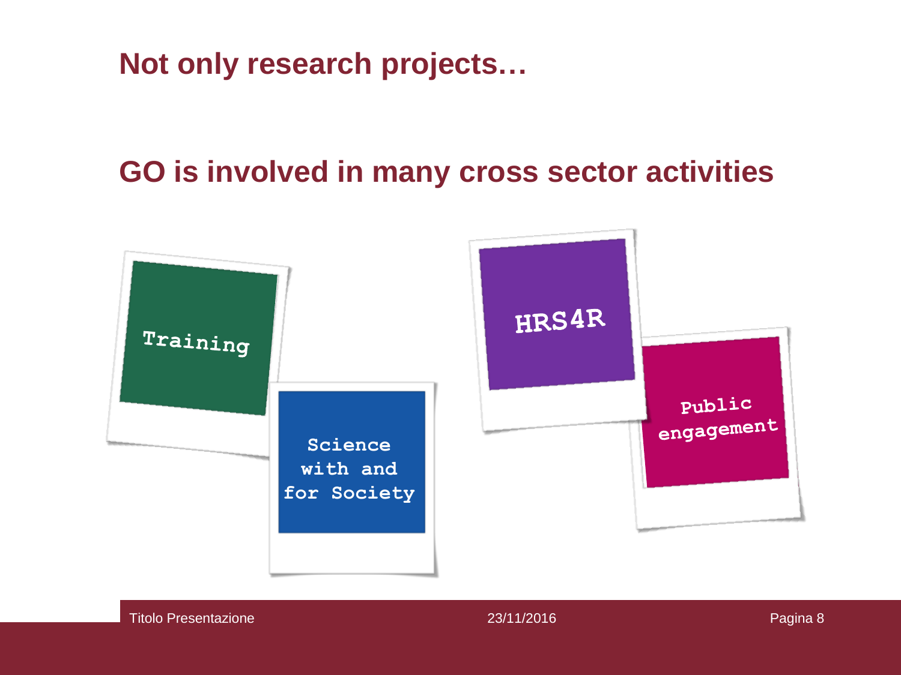# Not only research projects…

## GO is involved in many cross sector activities

- Training
- Science with and for Society
- HRS4R
- Public engagement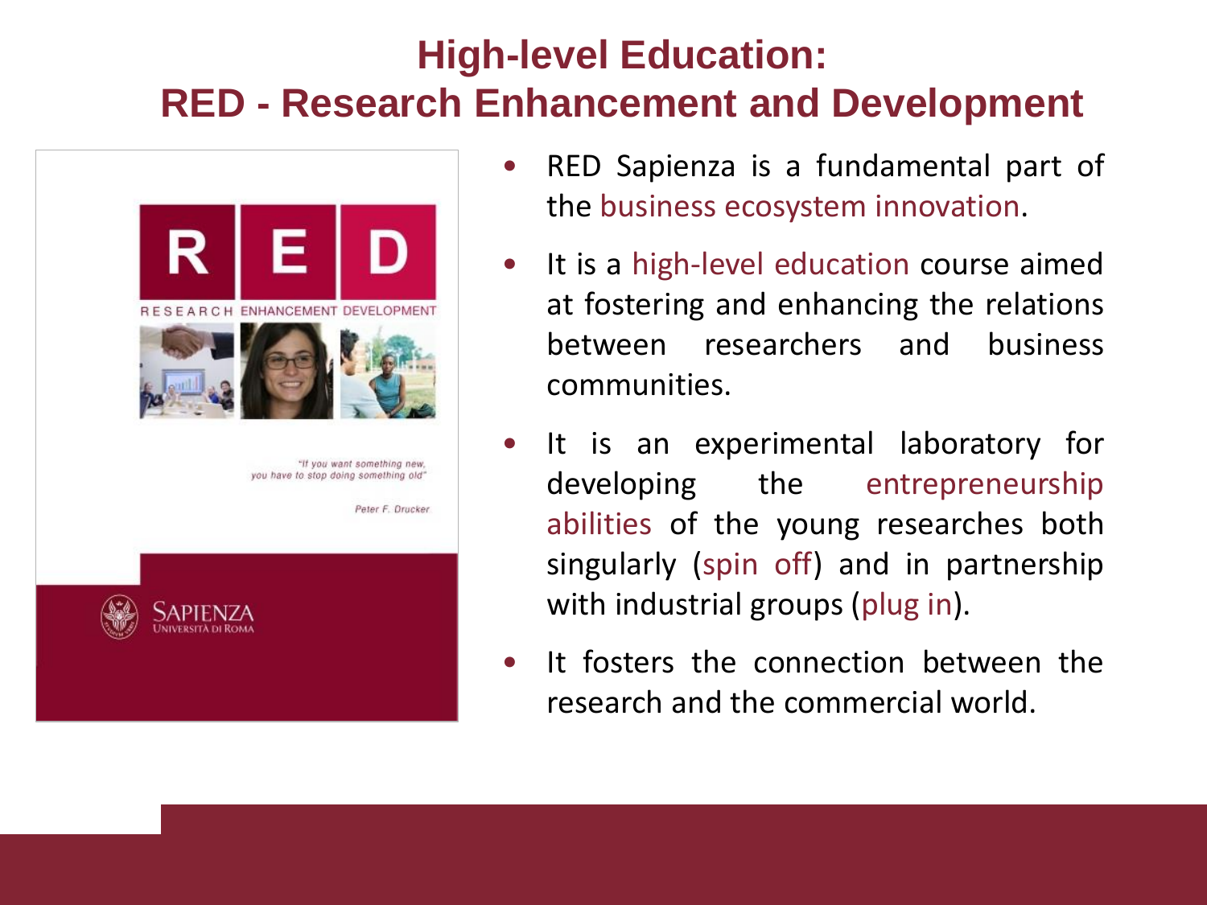# High-level Education: RED - Research Enhancement and Development

RED
RESEARCH ENHANCEMENT DEVELOPMENT

*"If you want something new, you have to stop doing something old"*

Peter F. Drucker

SAPIENZA
UNIVERSITÀ DI ROMA

- RED Sapienza is a fundamental part of the business ecosystem innovation.
- It is a high-level education course aimed at fostering and enhancing the relations between researchers and business communities.
- It is an experimental laboratory for developing the entrepreneurship abilities of the young researches both singularly (spin off) and in partnership with industrial groups (plug in).
- It fosters the connection between the research and the commercial world.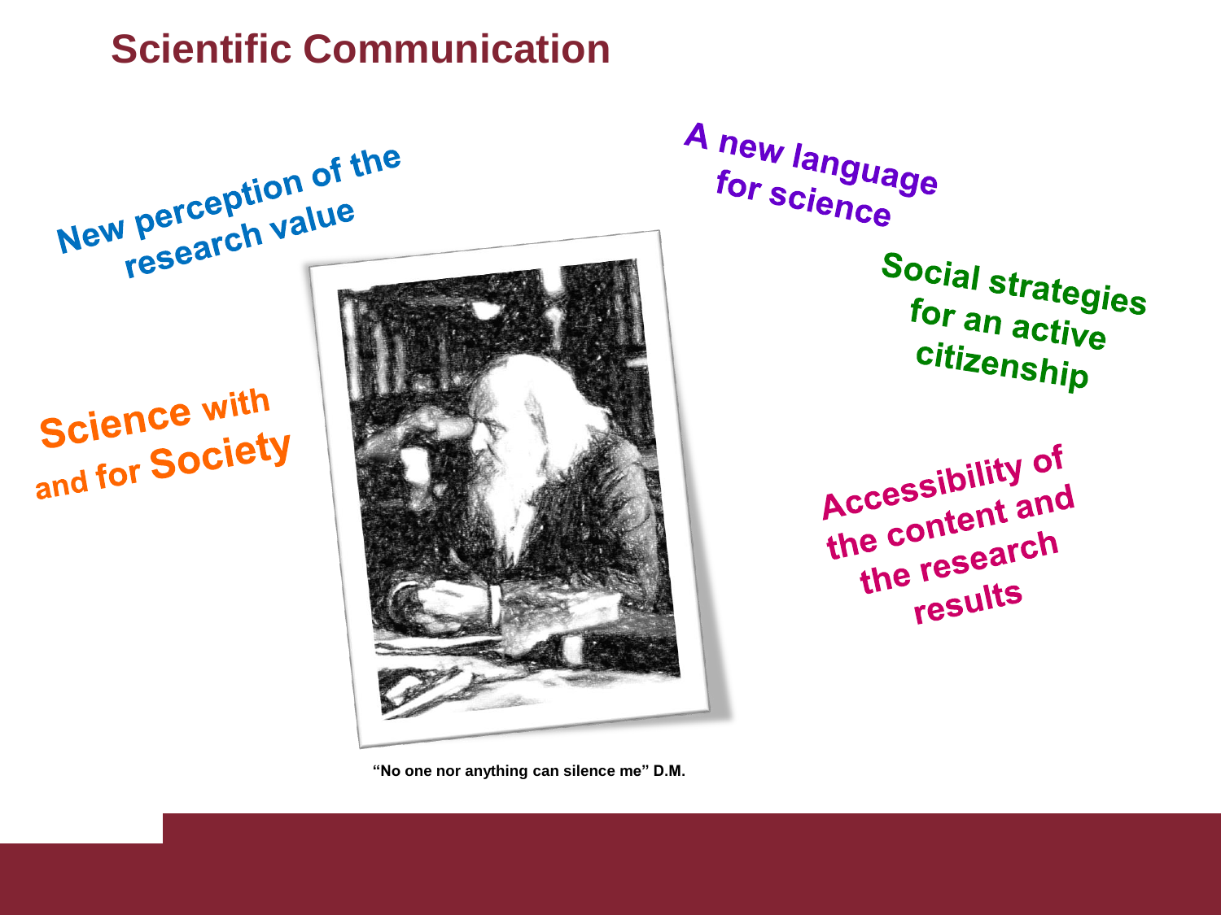# Scientific Communication

New perception of the research value

A new language for science

Social strategies for an active citizenship

Science with and for Society

Accessibility of the content and the research results

"No one nor anything can silence me" D.M.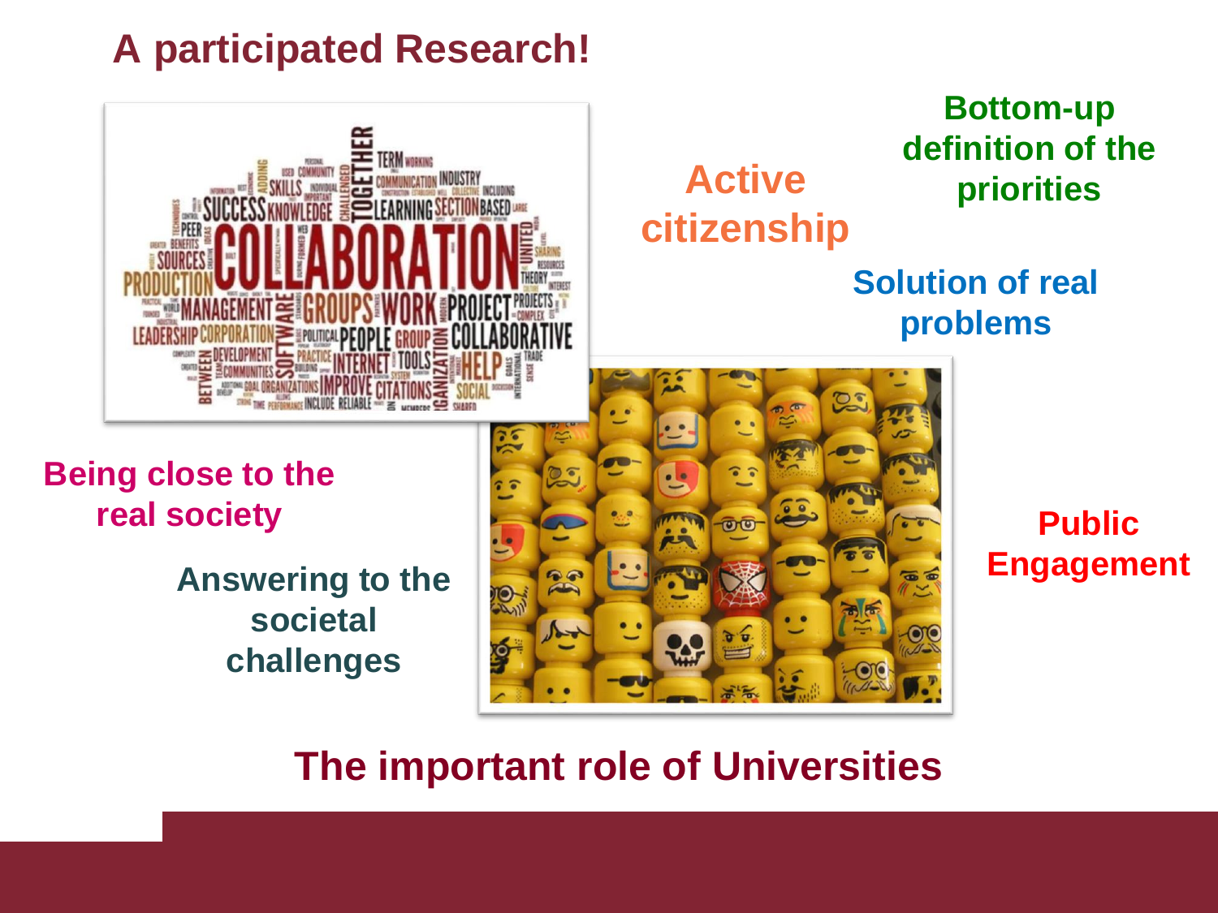# A participated Research!

Active citizenship

Bottom-up definition of the priorities

Solution of real problems

Being close to the real society

Answering to the societal challenges

Public Engagement

## The important role of Universities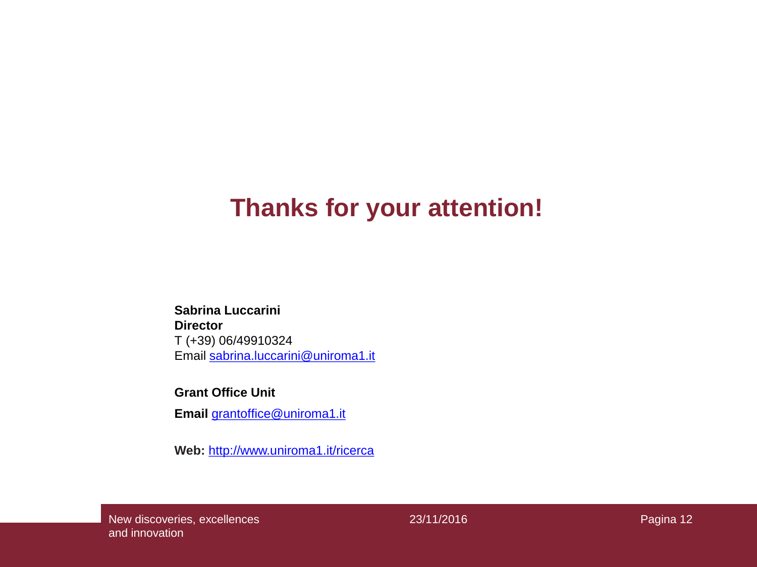# Thanks for your attention!

**Sabrina Luccarini**
**Director**
T (+39) 06/49910324
Email sabrina.luccarini@uniroma1.it

**Grant Office Unit**

**Email** grantoffice@uniroma1.it

**Web:** http://www.uniroma1.it/ricerca